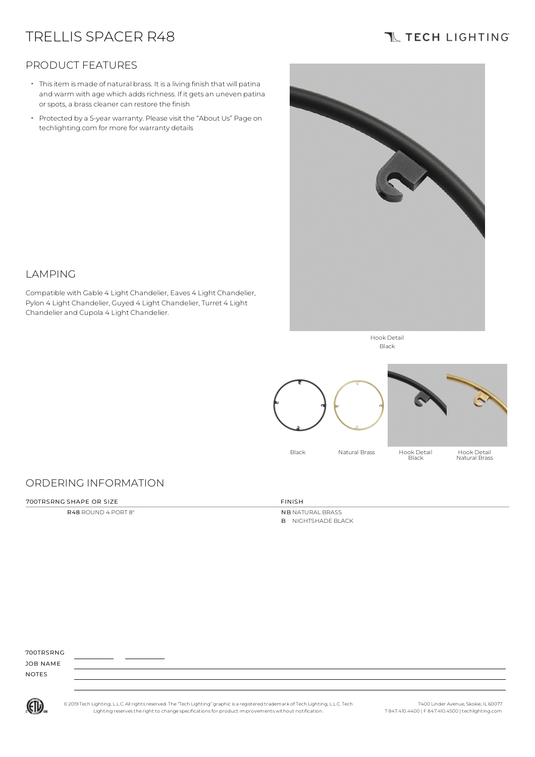# TRELLIS SPACER R48

TECH LIGHTING

## PRODUCT FEATURES

- This item is made of natural brass. It is a living finish that will patina and warm with age which adds richness. If it gets an uneven patina or spots, a brass cleaner can restore the finish
- Protected by a 5-year warranty. Please visit the "About Us" Page on techlighting.com for more for warranty details

Hook Detail
Black

## LAMPING

Compatible with Gable 4 Light Chandelier, Eaves 4 Light Chandelier, Pylon 4 Light Chandelier, Guyed 4 Light Chandelier, Turret 4 Light Chandelier and Cupola 4 Light Chandelier.

Black | Natural Brass | Hook Detail Black | Hook Detail Natural Brass

## ORDERING INFORMATION

| 700TRSRNG SHAPE OR SIZE | FINISH |
|---|---|
| **R48** ROUND 4 PORT 8" | **NB** NATURAL BRASS |
| | **B** NIGHTSHADE BLACK |

700TRSRNG ________ ________

JOB NAME

NOTES

© 2019 Tech Lighting, L.L.C. All rights reserved. The "Tech Lighting" graphic is a registered trademark of Tech Lighting, L.L.C. Tech Lighting reserves the right to change specifications for product improvements without notification.

7400 Linder Avenue, Skokie, IL 60077
T 847.410.4400 | F 847.410.4500 | techlighting.com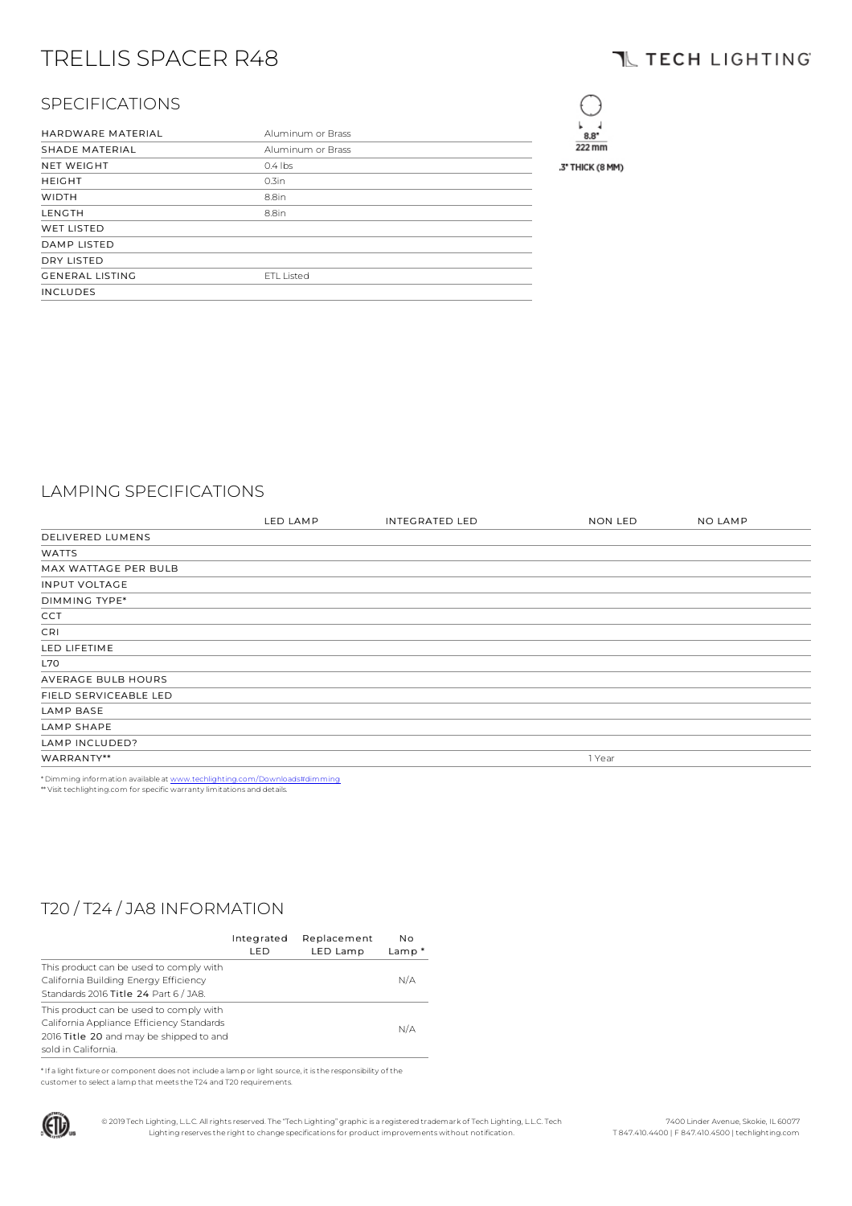# TRELLIS SPACER R48

TECH LIGHTING

## SPECIFICATIONS

| | |
|---|---|
| HARDWARE MATERIAL | Aluminum or Brass |
| SHADE MATERIAL | Aluminum or Brass |
| NET WEIGHT | 0.4 lbs |
| HEIGHT | 0.3in |
| WIDTH | 8.8in |
| LENGTH | 8.8in |
| WET LISTED | |
| DAMP LISTED | |
| DRY LISTED | |
| GENERAL LISTING | ETL Listed |
| INCLUDES | |

8.8"
222 mm
.3" THICK (8 MM)

## LAMPING SPECIFICATIONS

| | LED LAMP | INTEGRATED LED | NON LED | NO LAMP |
|---|---|---|---|---|
| DELIVERED LUMENS | | | | |
| WATTS | | | | |
| MAX WATTAGE PER BULB | | | | |
| INPUT VOLTAGE | | | | |
| DIMMING TYPE* | | | | |
| CCT | | | | |
| CRI | | | | |
| LED LIFETIME | | | | |
| L70 | | | | |
| AVERAGE BULB HOURS | | | | |
| FIELD SERVICEABLE LED | | | | |
| LAMP BASE | | | | |
| LAMP SHAPE | | | | |
| LAMP INCLUDED? | | | | |
| WARRANTY** | | | 1 Year | |

\* Dimming information available at www.techlighting.com/Downloads#dimming
\** Visit techlighting.com for specific warranty limitations and details.

## T20 / T24 / JA8 INFORMATION

| | Integrated LED | Replacement LED Lamp | No Lamp * |
|---|---|---|---|
| This product can be used to comply with California Building Energy Efficiency Standards 2016 Title 24 Part 6 / JA8. | | | N/A |
| This product can be used to comply with California Appliance Efficiency Standards 2016 Title 20 and may be shipped to and sold in California. | | | N/A |

\* If a light fixture or component does not include a lamp or light source, it is the responsibility of the customer to select a lamp that meets the T24 and T20 requirements.

© 2019 Tech Lighting, L.L.C. All rights reserved. The "Tech Lighting" graphic is a registered trademark of Tech Lighting, L.L.C. Tech Lighting reserves the right to change specifications for product improvements without notification.

7400 Linder Avenue, Skokie, IL 60077
T 847.410.4400 | F 847.410.4500 | techlighting.com